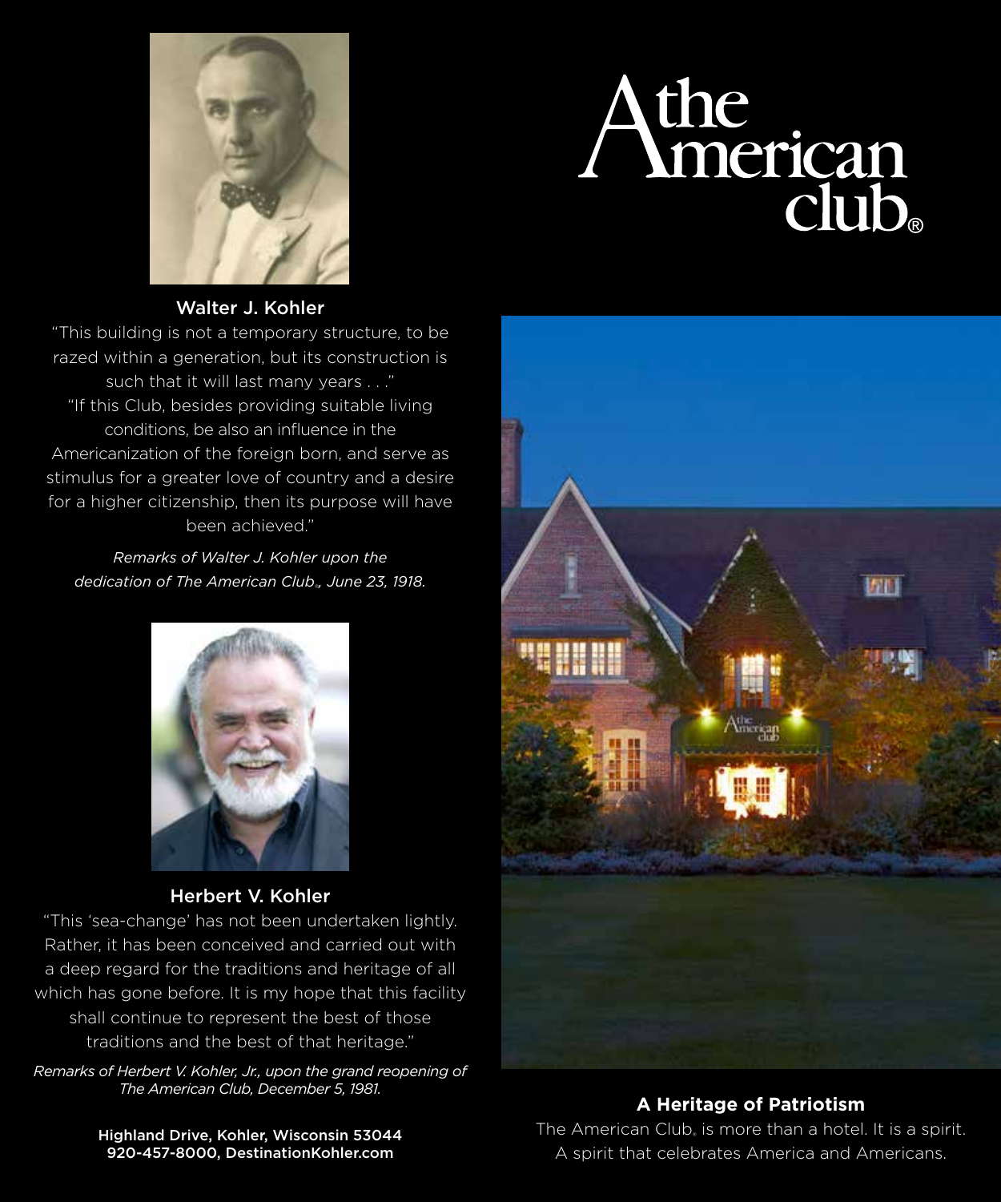# the American club®

### Walter J. Kohler

"This building is not a temporary structure, to be razed within a generation, but its construction is such that it will last many years . . ."

"If this Club, besides providing suitable living conditions, be also an influence in the Americanization of the foreign born, and serve as stimulus for a greater love of country and a desire for a higher citizenship, then its purpose will have been achieved."

*Remarks of Walter J. Kohler upon the dedication of The American Club®, June 23, 1918.*

### Herbert V. Kohler

"This 'sea-change' has not been undertaken lightly. Rather, it has been conceived and carried out with a deep regard for the traditions and heritage of all which has gone before. It is my hope that this facility shall continue to represent the best of those traditions and the best of that heritage."

*Remarks of Herbert V. Kohler, Jr., upon the grand reopening of The American Club, December 5, 1981.*

**Highland Drive, Kohler, Wisconsin 53044**
**920-457-8000, DestinationKohler.com**

### A Heritage of Patriotism

The American Club® is more than a hotel. It is a spirit. A spirit that celebrates America and Americans.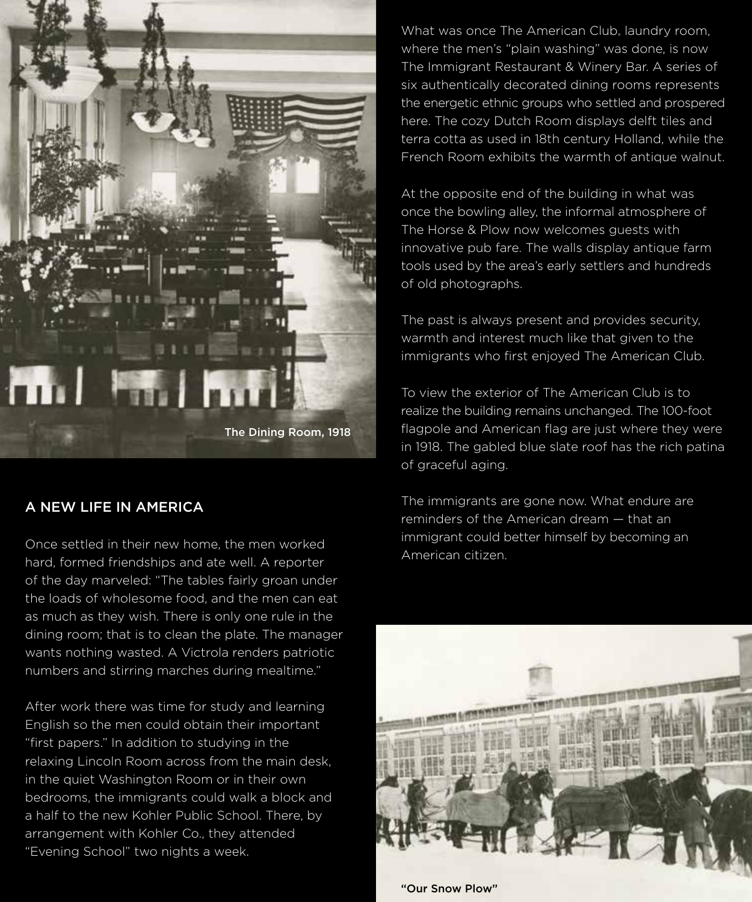The Dining Room, 1918

## A NEW LIFE IN AMERICA

Once settled in their new home, the men worked hard, formed friendships and ate well. A reporter of the day marveled: "The tables fairly groan under the loads of wholesome food, and the men can eat as much as they wish. There is only one rule in the dining room; that is to clean the plate. The manager wants nothing wasted. A Victrola renders patriotic numbers and stirring marches during mealtime."

After work there was time for study and learning English so the men could obtain their important "first papers." In addition to studying in the relaxing Lincoln Room across from the main desk, in the quiet Washington Room or in their own bedrooms, the immigrants could walk a block and a half to the new Kohler Public School. There, by arrangement with Kohler Co., they attended "Evening School" two nights a week.

What was once The American Club® laundry room, where the men's "plain washing" was done, is now The Immigrant Restaurant & Winery Bar. A series of six authentically decorated dining rooms represents the energetic ethnic groups who settled and prospered here. The cozy Dutch Room displays delft tiles and terra cotta as used in 18th century Holland, while the French Room exhibits the warmth of antique walnut.

At the opposite end of the building in what was once the bowling alley, the informal atmosphere of The Horse & Plow now welcomes guests with innovative pub fare. The walls display antique farm tools used by the area's early settlers and hundreds of old photographs.

The past is always present and provides security, warmth and interest much like that given to the immigrants who first enjoyed The American Club.

To view the exterior of The American Club is to realize the building remains unchanged. The 100-foot flagpole and American flag are just where they were in 1918. The gabled blue slate roof has the rich patina of graceful aging.

The immigrants are gone now. What endure are reminders of the American dream — that an immigrant could better himself by becoming an American citizen.

"Our Snow Plow"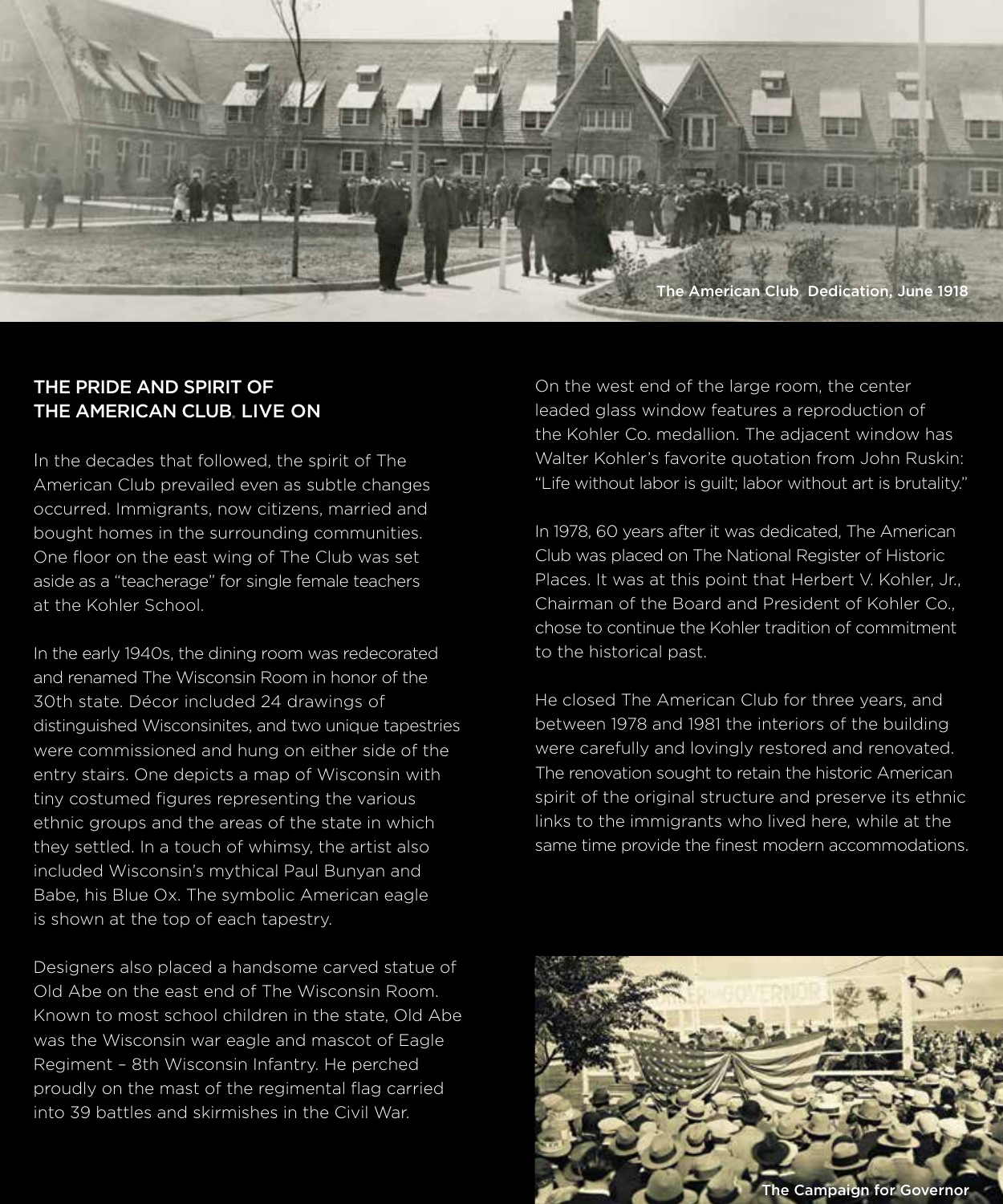The American Club Dedication, June 1918

## THE PRIDE AND SPIRIT OF THE AMERICAN CLUB® LIVE ON

In the decades that followed, the spirit of The American Club prevailed even as subtle changes occurred. Immigrants, now citizens, married and bought homes in the surrounding communities. One floor on the east wing of The Club was set aside as a "teacherage" for single female teachers at the Kohler School.

In the early 1940s, the dining room was redecorated and renamed The Wisconsin Room in honor of the 30th state. Décor included 24 drawings of distinguished Wisconsinites, and two unique tapestries were commissioned and hung on either side of the entry stairs. One depicts a map of Wisconsin with tiny costumed figures representing the various ethnic groups and the areas of the state in which they settled. In a touch of whimsy, the artist also included Wisconsin's mythical Paul Bunyan and Babe, his Blue Ox. The symbolic American eagle is shown at the top of each tapestry.

Designers also placed a handsome carved statue of Old Abe on the east end of The Wisconsin Room. Known to most school children in the state, Old Abe was the Wisconsin war eagle and mascot of Eagle Regiment – 8th Wisconsin Infantry. He perched proudly on the mast of the regimental flag carried into 39 battles and skirmishes in the Civil War.

On the west end of the large room, the center leaded glass window features a reproduction of the Kohler Co. medallion. The adjacent window has Walter Kohler's favorite quotation from John Ruskin: "Life without labor is guilt; labor without art is brutality."

In 1978, 60 years after it was dedicated, The American Club was placed on The National Register of Historic Places. It was at this point that Herbert V. Kohler, Jr., Chairman of the Board and President of Kohler Co., chose to continue the Kohler tradition of commitment to the historical past.

He closed The American Club for three years, and between 1978 and 1981 the interiors of the building were carefully and lovingly restored and renovated. The renovation sought to retain the historic American spirit of the original structure and preserve its ethnic links to the immigrants who lived here, while at the same time provide the finest modern accommodations.

The Campaign for Governor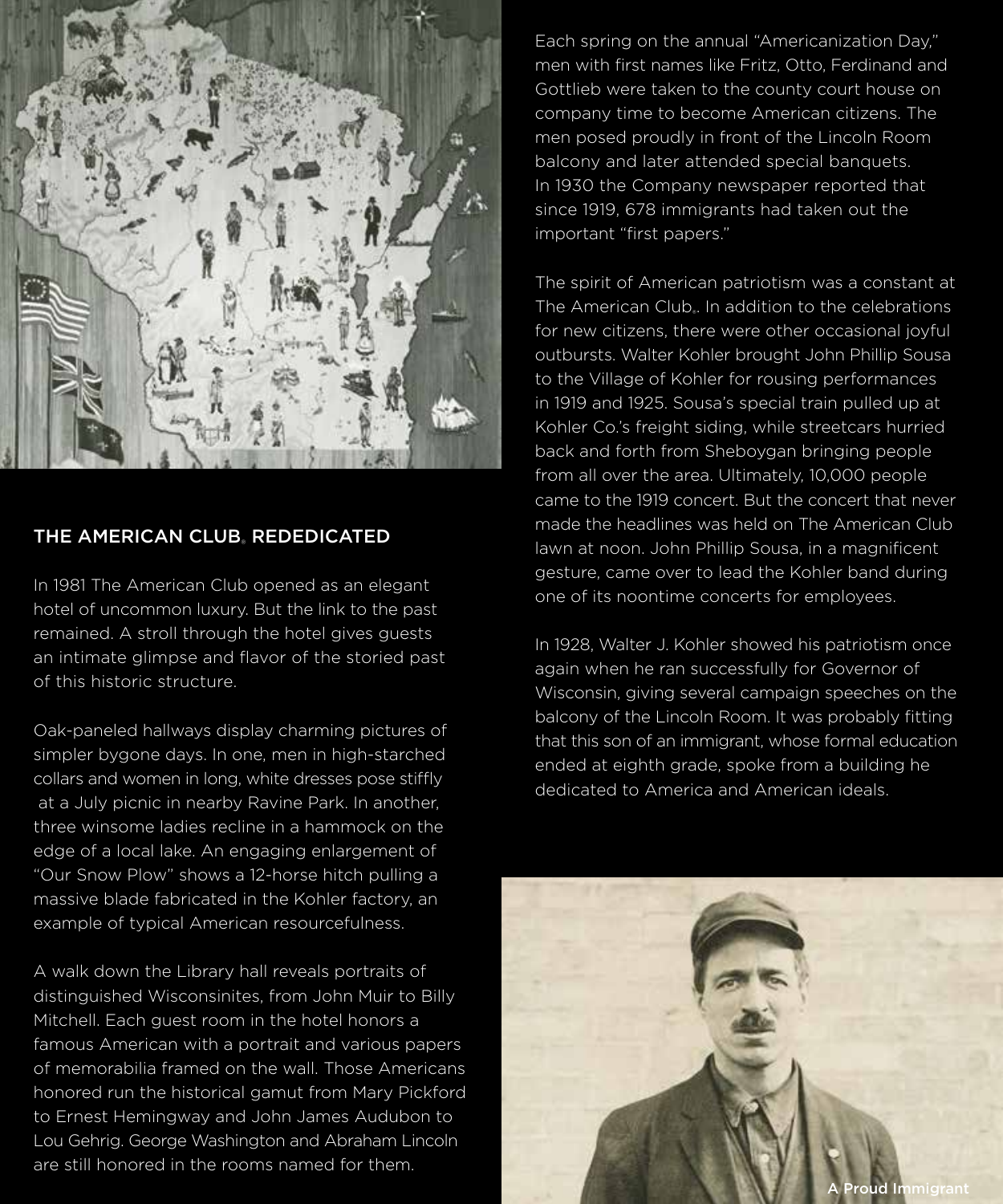## THE AMERICAN CLUB® REDEDICATED

In 1981 The American Club opened as an elegant hotel of uncommon luxury. But the link to the past remained. A stroll through the hotel gives guests an intimate glimpse and flavor of the storied past of this historic structure.

Oak-paneled hallways display charming pictures of simpler bygone days. In one, men in high-starched collars and women in long, white dresses pose stiffly at a July picnic in nearby Ravine Park. In another, three winsome ladies recline in a hammock on the edge of a local lake. An engaging enlargement of "Our Snow Plow" shows a 12-horse hitch pulling a massive blade fabricated in the Kohler factory, an example of typical American resourcefulness.

A walk down the Library hall reveals portraits of distinguished Wisconsinites, from John Muir to Billy Mitchell. Each guest room in the hotel honors a famous American with a portrait and various papers of memorabilia framed on the wall. Those Americans honored run the historical gamut from Mary Pickford to Ernest Hemingway and John James Audubon to Lou Gehrig. George Washington and Abraham Lincoln are still honored in the rooms named for them.

Each spring on the annual "Americanization Day," men with first names like Fritz, Otto, Ferdinand and Gottlieb were taken to the county court house on company time to become American citizens. The men posed proudly in front of the Lincoln Room balcony and later attended special banquets. In 1930 the Company newspaper reported that since 1919, 678 immigrants had taken out the important "first papers."

The spirit of American patriotism was a constant at The American Club®. In addition to the celebrations for new citizens, there were other occasional joyful outbursts. Walter Kohler brought John Phillip Sousa to the Village of Kohler for rousing performances in 1919 and 1925. Sousa's special train pulled up at Kohler Co.'s freight siding, while streetcars hurried back and forth from Sheboygan bringing people from all over the area. Ultimately, 10,000 people came to the 1919 concert. But the concert that never made the headlines was held on The American Club lawn at noon. John Phillip Sousa, in a magnificent gesture, came over to lead the Kohler band during one of its noontime concerts for employees.

In 1928, Walter J. Kohler showed his patriotism once again when he ran successfully for Governor of Wisconsin, giving several campaign speeches on the balcony of the Lincoln Room. It was probably fitting that this son of an immigrant, whose formal education ended at eighth grade, spoke from a building he dedicated to America and American ideals.

A Proud Immigrant